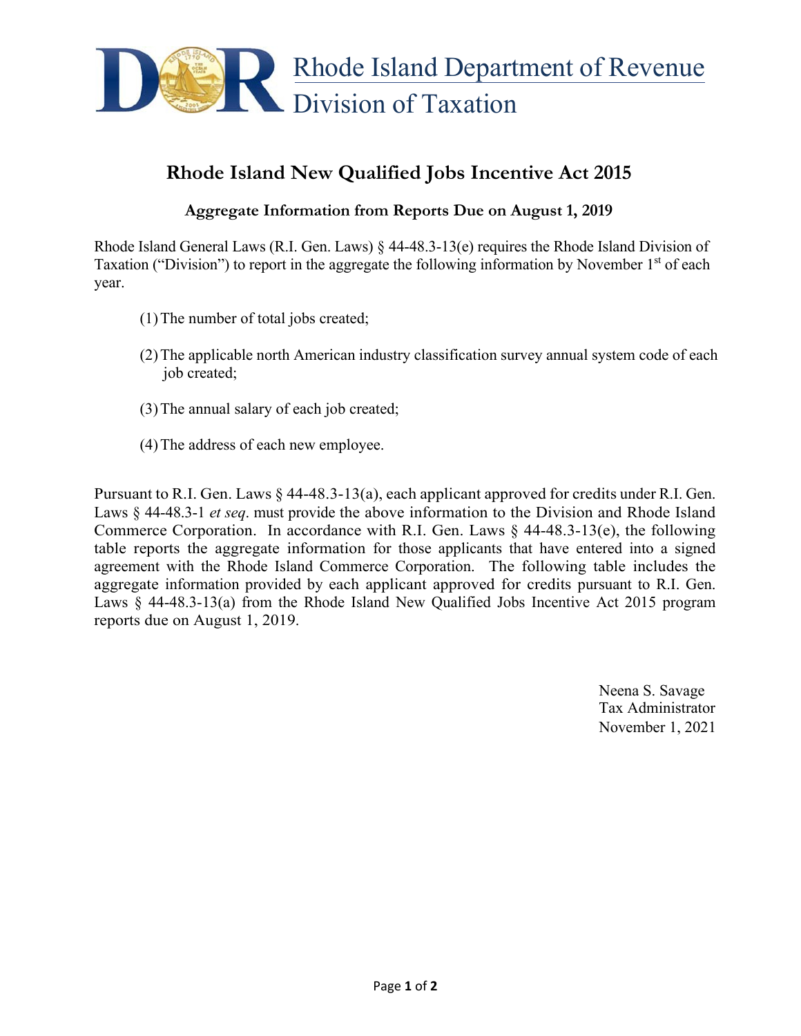Rhode Island Department of Revenue
Division of Taxation

# Rhode Island New Qualified Jobs Incentive Act 2015

## Aggregate Information from Reports Due on August 1, 2019

Rhode Island General Laws (R.I. Gen. Laws) § 44-48.3-13(e) requires the Rhode Island Division of Taxation ("Division") to report in the aggregate the following information by November 1st of each year.

(1) The number of total jobs created;

(2) The applicable north American industry classification survey annual system code of each job created;

(3) The annual salary of each job created;

(4) The address of each new employee.

Pursuant to R.I. Gen. Laws § 44-48.3-13(a), each applicant approved for credits under R.I. Gen. Laws § 44-48.3-1 *et seq*. must provide the above information to the Division and Rhode Island Commerce Corporation. In accordance with R.I. Gen. Laws § 44-48.3-13(e), the following table reports the aggregate information for those applicants that have entered into a signed agreement with the Rhode Island Commerce Corporation. The following table includes the aggregate information provided by each applicant approved for credits pursuant to R.I. Gen. Laws § 44-48.3-13(a) from the Rhode Island New Qualified Jobs Incentive Act 2015 program reports due on August 1, 2019.

Neena S. Savage
Tax Administrator
November 1, 2021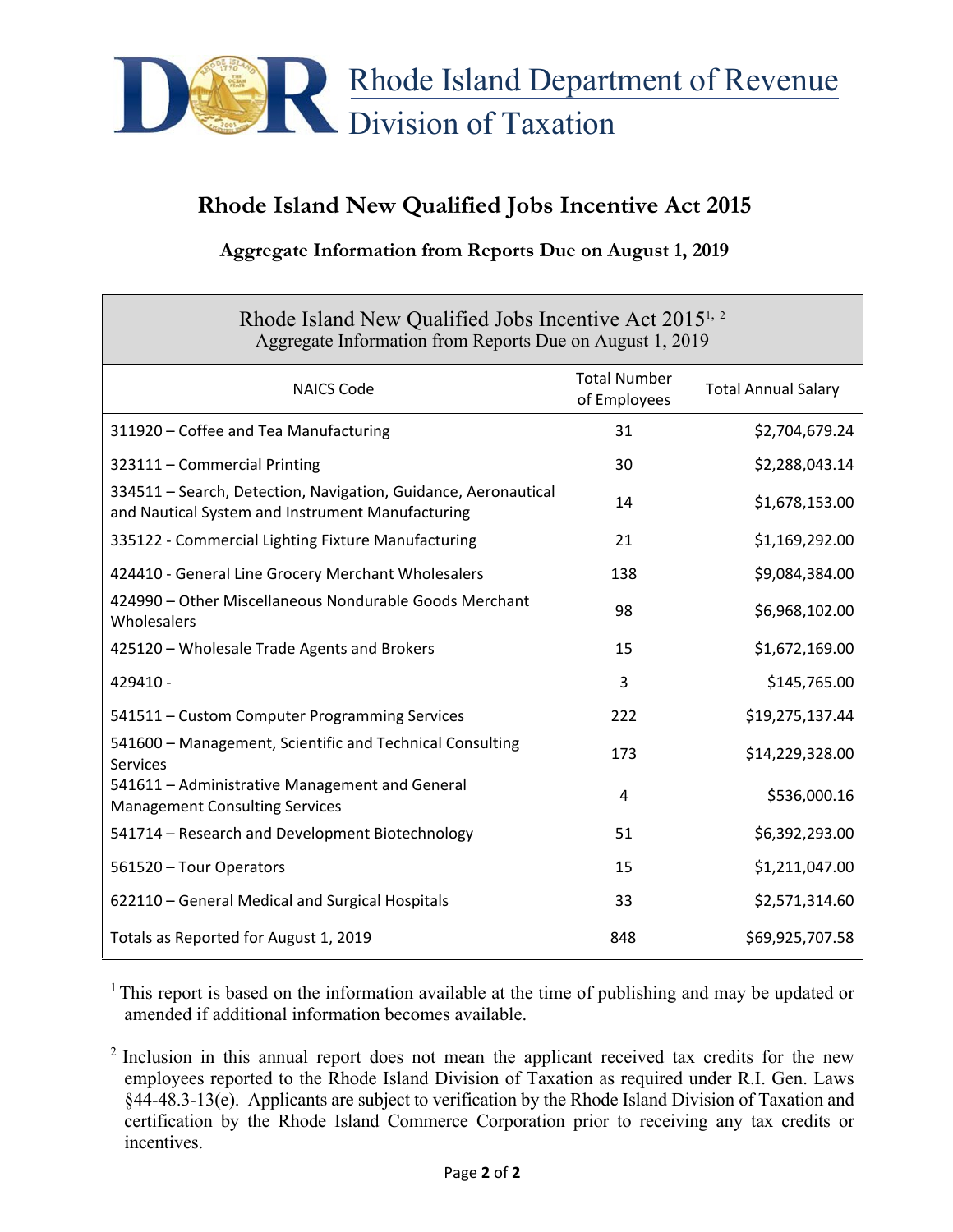Rhode Island Department of Revenue
Division of Taxation

# Rhode Island New Qualified Jobs Incentive Act 2015

## Aggregate Information from Reports Due on August 1, 2019

| Rhode Island New Qualified Jobs Incentive Act 2015[1, 2] Aggregate Information from Reports Due on August 1, 2019 | | |
|---|---|---|
| NAICS Code | Total Number of Employees | Total Annual Salary |
| 311920 – Coffee and Tea Manufacturing | 31 | $2,704,679.24 |
| 323111 – Commercial Printing | 30 | $2,288,043.14 |
| 334511 – Search, Detection, Navigation, Guidance, Aeronautical and Nautical System and Instrument Manufacturing | 14 | $1,678,153.00 |
| 335122 - Commercial Lighting Fixture Manufacturing | 21 | $1,169,292.00 |
| 424410 - General Line Grocery Merchant Wholesalers | 138 | $9,084,384.00 |
| 424990 – Other Miscellaneous Nondurable Goods Merchant Wholesalers | 98 | $6,968,102.00 |
| 425120 – Wholesale Trade Agents and Brokers | 15 | $1,672,169.00 |
| 429410 - | 3 | $145,765.00 |
| 541511 – Custom Computer Programming Services | 222 | $19,275,137.44 |
| 541600 – Management, Scientific and Technical Consulting Services | 173 | $14,229,328.00 |
| 541611 – Administrative Management and General Management Consulting Services | 4 | $536,000.16 |
| 541714 – Research and Development Biotechnology | 51 | $6,392,293.00 |
| 561520 – Tour Operators | 15 | $1,211,047.00 |
| 622110 – General Medical and Surgical Hospitals | 33 | $2,571,314.60 |
| Totals as Reported for August 1, 2019 | 848 | $69,925,707.58 |

[1] This report is based on the information available at the time of publishing and may be updated or amended if additional information becomes available.

[2] Inclusion in this annual report does not mean the applicant received tax credits for the new employees reported to the Rhode Island Division of Taxation as required under R.I. Gen. Laws §44-48.3-13(e). Applicants are subject to verification by the Rhode Island Division of Taxation and certification by the Rhode Island Commerce Corporation prior to receiving any tax credits or incentives.